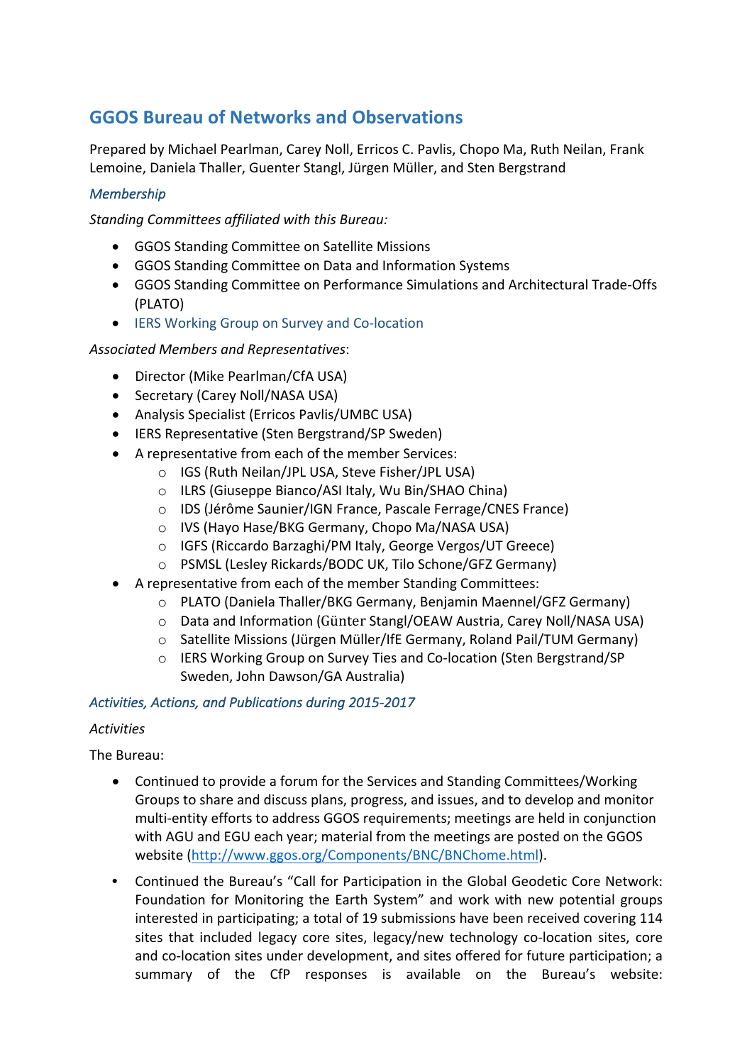## GGOS Bureau of Networks and Observations

Prepared by Michael Pearlman, Carey Noll, Erricos C. Pavlis, Chopo Ma, Ruth Neilan, Frank Lemoine, Daniela Thaller, Guenter Stangl, Jürgen Müller, and Sten Bergstrand

### *Membership*

*Standing Committees affiliated with this Bureau:*

- GGOS Standing Committee on Satellite Missions
- GGOS Standing Committee on Data and Information Systems
- GGOS Standing Committee on Performance Simulations and Architectural Trade-Offs (PLATO)
- IERS Working Group on Survey and Co-location

*Associated Members and Representatives*:

- Director (Mike Pearlman/CfA USA)
- Secretary (Carey Noll/NASA USA)
- Analysis Specialist (Erricos Pavlis/UMBC USA)
- IERS Representative (Sten Bergstrand/SP Sweden)
- A representative from each of the member Services:
  - IGS (Ruth Neilan/JPL USA, Steve Fisher/JPL USA)
  - ILRS (Giuseppe Bianco/ASI Italy, Wu Bin/SHAO China)
  - IDS (Jérôme Saunier/IGN France, Pascale Ferrage/CNES France)
  - IVS (Hayo Hase/BKG Germany, Chopo Ma/NASA USA)
  - IGFS (Riccardo Barzaghi/PM Italy, George Vergos/UT Greece)
  - PSMSL (Lesley Rickards/BODC UK, Tilo Schone/GFZ Germany)
- A representative from each of the member Standing Committees:
  - PLATO (Daniela Thaller/BKG Germany, Benjamin Maennel/GFZ Germany)
  - Data and Information (Günter Stangl/OEAW Austria, Carey Noll/NASA USA)
  - Satellite Missions (Jürgen Müller/IfE Germany, Roland Pail/TUM Germany)
  - IERS Working Group on Survey Ties and Co-location (Sten Bergstrand/SP Sweden, John Dawson/GA Australia)

### *Activities, Actions, and Publications during 2015-2017*

*Activities*

The Bureau:

- Continued to provide a forum for the Services and Standing Committees/Working Groups to share and discuss plans, progress, and issues, and to develop and monitor multi-entity efforts to address GGOS requirements; meetings are held in conjunction with AGU and EGU each year; material from the meetings are posted on the GGOS website (http://www.ggos.org/Components/BNC/BNChome.html).
- Continued the Bureau's "Call for Participation in the Global Geodetic Core Network: Foundation for Monitoring the Earth System" and work with new potential groups interested in participating; a total of 19 submissions have been received covering 114 sites that included legacy core sites, legacy/new technology co-location sites, core and co-location sites under development, and sites offered for future participation; a summary of the CfP responses is available on the Bureau's website: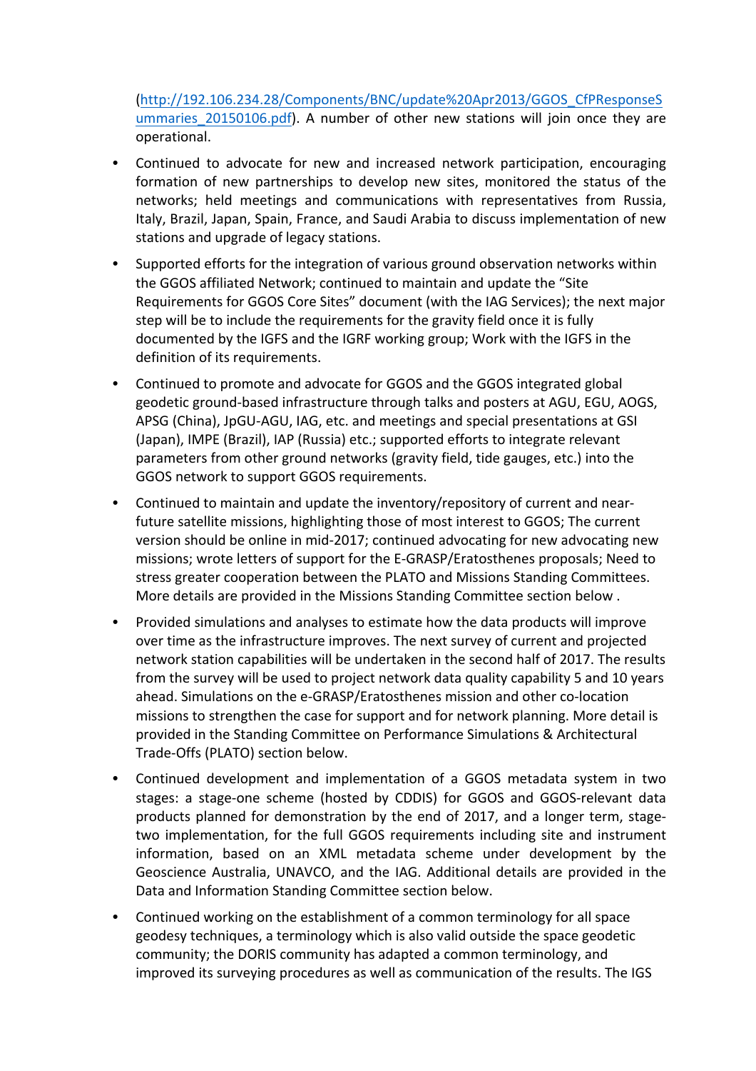(http://192.106.234.28/Components/BNC/update%20Apr2013/GGOS_CfPResponseSummaries_20150106.pdf). A number of other new stations will join once they are operational.

- Continued to advocate for new and increased network participation, encouraging formation of new partnerships to develop new sites, monitored the status of the networks; held meetings and communications with representatives from Russia, Italy, Brazil, Japan, Spain, France, and Saudi Arabia to discuss implementation of new stations and upgrade of legacy stations.

- Supported efforts for the integration of various ground observation networks within the GGOS affiliated Network; continued to maintain and update the "Site Requirements for GGOS Core Sites" document (with the IAG Services); the next major step will be to include the requirements for the gravity field once it is fully documented by the IGFS and the IGRF working group; Work with the IGFS in the definition of its requirements.

- Continued to promote and advocate for GGOS and the GGOS integrated global geodetic ground-based infrastructure through talks and posters at AGU, EGU, AOGS, APSG (China), JpGU-AGU, IAG, etc. and meetings and special presentations at GSI (Japan), IMPE (Brazil), IAP (Russia) etc.; supported efforts to integrate relevant parameters from other ground networks (gravity field, tide gauges, etc.) into the GGOS network to support GGOS requirements.

- Continued to maintain and update the inventory/repository of current and near-future satellite missions, highlighting those of most interest to GGOS; The current version should be online in mid-2017; continued advocating for new advocating new missions; wrote letters of support for the E-GRASP/Eratosthenes proposals; Need to stress greater cooperation between the PLATO and Missions Standing Committees. More details are provided in the Missions Standing Committee section below .

- Provided simulations and analyses to estimate how the data products will improve over time as the infrastructure improves. The next survey of current and projected network station capabilities will be undertaken in the second half of 2017. The results from the survey will be used to project network data quality capability 5 and 10 years ahead. Simulations on the e-GRASP/Eratosthenes mission and other co-location missions to strengthen the case for support and for network planning. More detail is provided in the Standing Committee on Performance Simulations & Architectural Trade-Offs (PLATO) section below.

- Continued development and implementation of a GGOS metadata system in two stages: a stage-one scheme (hosted by CDDIS) for GGOS and GGOS-relevant data products planned for demonstration by the end of 2017, and a longer term, stage-two implementation, for the full GGOS requirements including site and instrument information, based on an XML metadata scheme under development by the Geoscience Australia, UNAVCO, and the IAG. Additional details are provided in the Data and Information Standing Committee section below.

- Continued working on the establishment of a common terminology for all space geodesy techniques, a terminology which is also valid outside the space geodetic community; the DORIS community has adapted a common terminology, and improved its surveying procedures as well as communication of the results. The IGS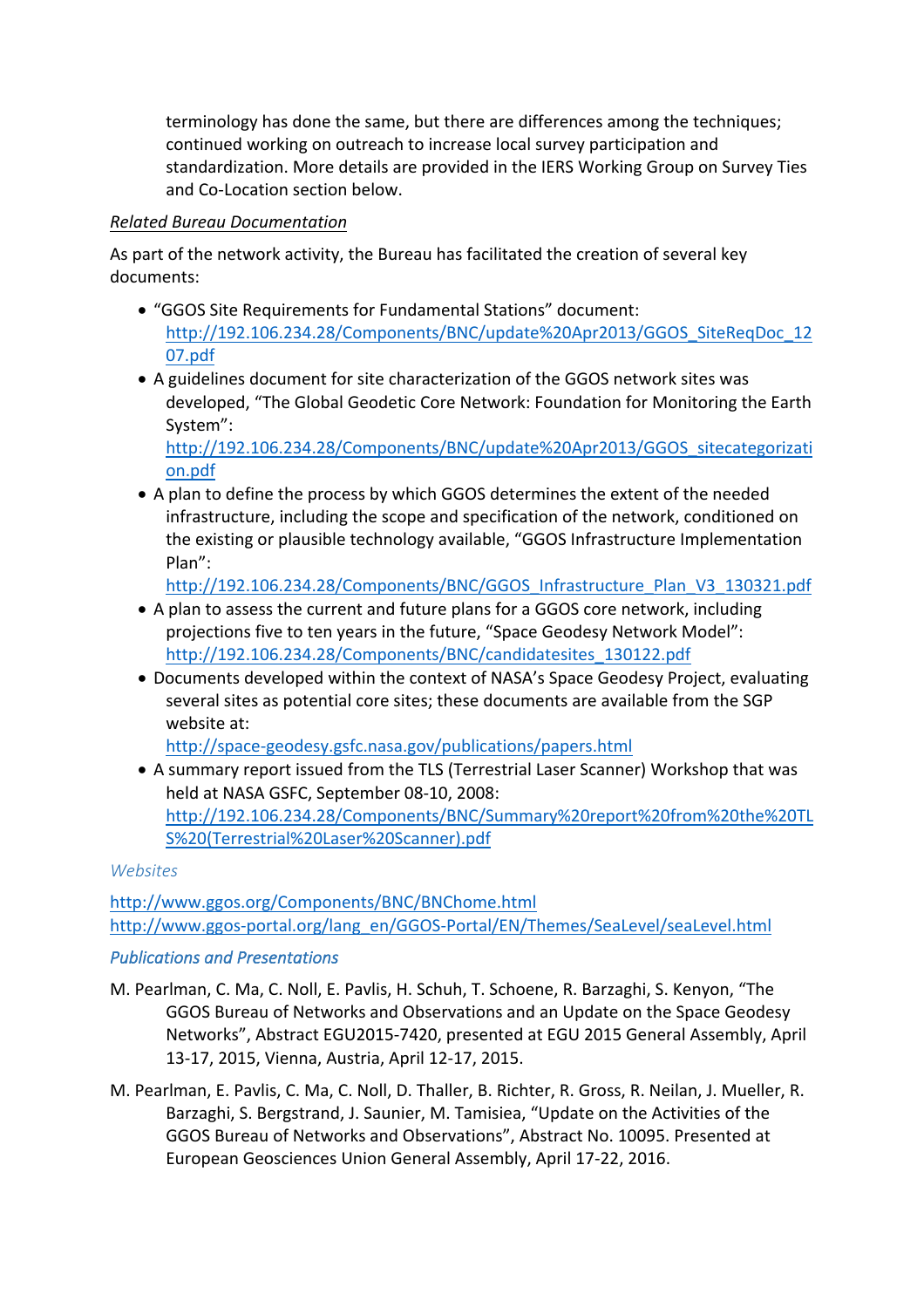terminology has done the same, but there are differences among the techniques; continued working on outreach to increase local survey participation and standardization. More details are provided in the IERS Working Group on Survey Ties and Co-Location section below.

*Related Bureau Documentation*

As part of the network activity, the Bureau has facilitated the creation of several key documents:

- "GGOS Site Requirements for Fundamental Stations" document: http://192.106.234.28/Components/BNC/update%20Apr2013/GGOS_SiteReqDoc_1207.pdf
- A guidelines document for site characterization of the GGOS network sites was developed, "The Global Geodetic Core Network: Foundation for Monitoring the Earth System": http://192.106.234.28/Components/BNC/update%20Apr2013/GGOS_sitecategorization.pdf
- A plan to define the process by which GGOS determines the extent of the needed infrastructure, including the scope and specification of the network, conditioned on the existing or plausible technology available, "GGOS Infrastructure Implementation Plan": http://192.106.234.28/Components/BNC/GGOS_Infrastructure_Plan_V3_130321.pdf
- A plan to assess the current and future plans for a GGOS core network, including projections five to ten years in the future, "Space Geodesy Network Model": http://192.106.234.28/Components/BNC/candidatesites_130122.pdf
- Documents developed within the context of NASA's Space Geodesy Project, evaluating several sites as potential core sites; these documents are available from the SGP website at: http://space-geodesy.gsfc.nasa.gov/publications/papers.html
- A summary report issued from the TLS (Terrestrial Laser Scanner) Workshop that was held at NASA GSFC, September 08-10, 2008: http://192.106.234.28/Components/BNC/Summary%20report%20from%20the%20TLS%20(Terrestrial%20Laser%20Scanner).pdf

*Websites*

http://www.ggos.org/Components/BNC/BNChome.html
http://www.ggos-portal.org/lang_en/GGOS-Portal/EN/Themes/SeaLevel/seaLevel.html

*Publications and Presentations*

M. Pearlman, C. Ma, C. Noll, E. Pavlis, H. Schuh, T. Schoene, R. Barzaghi, S. Kenyon, "The GGOS Bureau of Networks and Observations and an Update on the Space Geodesy Networks", Abstract EGU2015-7420, presented at EGU 2015 General Assembly, April 13-17, 2015, Vienna, Austria, April 12-17, 2015.

M. Pearlman, E. Pavlis, C. Ma, C. Noll, D. Thaller, B. Richter, R. Gross, R. Neilan, J. Mueller, R. Barzaghi, S. Bergstrand, J. Saunier, M. Tamisiea, "Update on the Activities of the GGOS Bureau of Networks and Observations", Abstract No. 10095. Presented at European Geosciences Union General Assembly, April 17-22, 2016.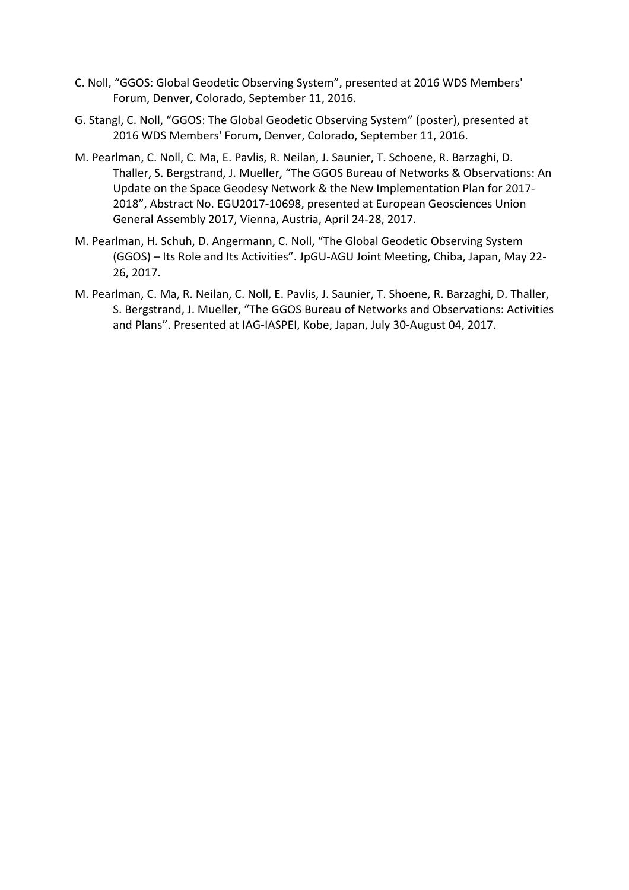C. Noll, “GGOS: Global Geodetic Observing System”, presented at 2016 WDS Members' Forum, Denver, Colorado, September 11, 2016.

G. Stangl, C. Noll, “GGOS: The Global Geodetic Observing System” (poster), presented at 2016 WDS Members' Forum, Denver, Colorado, September 11, 2016.

M. Pearlman, C. Noll, C. Ma, E. Pavlis, R. Neilan, J. Saunier, T. Schoene, R. Barzaghi, D. Thaller, S. Bergstrand, J. Mueller, “The GGOS Bureau of Networks & Observations: An Update on the Space Geodesy Network & the New Implementation Plan for 2017-2018”, Abstract No. EGU2017-10698, presented at European Geosciences Union General Assembly 2017, Vienna, Austria, April 24-28, 2017.

M. Pearlman, H. Schuh, D. Angermann, C. Noll, “The Global Geodetic Observing System (GGOS) – Its Role and Its Activities”. JpGU-AGU Joint Meeting, Chiba, Japan, May 22-26, 2017.

M. Pearlman, C. Ma, R. Neilan, C. Noll, E. Pavlis, J. Saunier, T. Shoene, R. Barzaghi, D. Thaller, S. Bergstrand, J. Mueller, “The GGOS Bureau of Networks and Observations: Activities and Plans”. Presented at IAG-IASPEI, Kobe, Japan, July 30-August 04, 2017.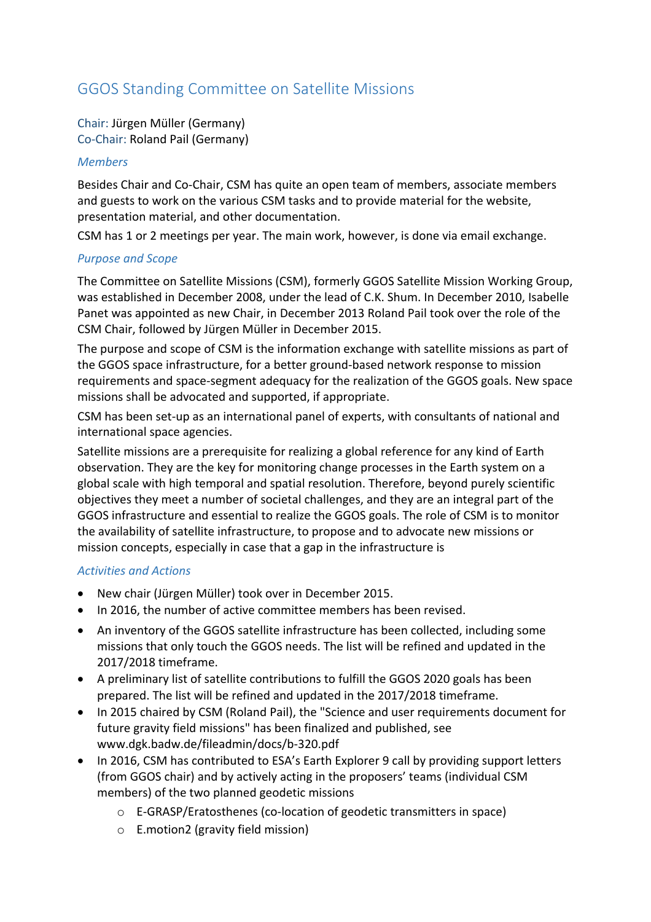## GGOS Standing Committee on Satellite Missions

Chair: Jürgen Müller (Germany)
Co-Chair: Roland Pail (Germany)

### *Members*

Besides Chair and Co-Chair, CSM has quite an open team of members, associate members and guests to work on the various CSM tasks and to provide material for the website, presentation material, and other documentation.

CSM has 1 or 2 meetings per year. The main work, however, is done via email exchange.

### *Purpose and Scope*

The Committee on Satellite Missions (CSM), formerly GGOS Satellite Mission Working Group, was established in December 2008, under the lead of C.K. Shum. In December 2010, Isabelle Panet was appointed as new Chair, in December 2013 Roland Pail took over the role of the CSM Chair, followed by Jürgen Müller in December 2015.

The purpose and scope of CSM is the information exchange with satellite missions as part of the GGOS space infrastructure, for a better ground-based network response to mission requirements and space-segment adequacy for the realization of the GGOS goals. New space missions shall be advocated and supported, if appropriate.

CSM has been set-up as an international panel of experts, with consultants of national and international space agencies.

Satellite missions are a prerequisite for realizing a global reference for any kind of Earth observation. They are the key for monitoring change processes in the Earth system on a global scale with high temporal and spatial resolution. Therefore, beyond purely scientific objectives they meet a number of societal challenges, and they are an integral part of the GGOS infrastructure and essential to realize the GGOS goals. The role of CSM is to monitor the availability of satellite infrastructure, to propose and to advocate new missions or mission concepts, especially in case that a gap in the infrastructure is

### *Activities and Actions*

- New chair (Jürgen Müller) took over in December 2015.
- In 2016, the number of active committee members has been revised.
- An inventory of the GGOS satellite infrastructure has been collected, including some missions that only touch the GGOS needs. The list will be refined and updated in the 2017/2018 timeframe.
- A preliminary list of satellite contributions to fulfill the GGOS 2020 goals has been prepared. The list will be refined and updated in the 2017/2018 timeframe.
- In 2015 chaired by CSM (Roland Pail), the "Science and user requirements document for future gravity field missions" has been finalized and published, see www.dgk.badw.de/fileadmin/docs/b-320.pdf
- In 2016, CSM has contributed to ESA's Earth Explorer 9 call by providing support letters (from GGOS chair) and by actively acting in the proposers' teams (individual CSM members) of the two planned geodetic missions
  - E-GRASP/Eratosthenes (co-location of geodetic transmitters in space)
  - E.motion2 (gravity field mission)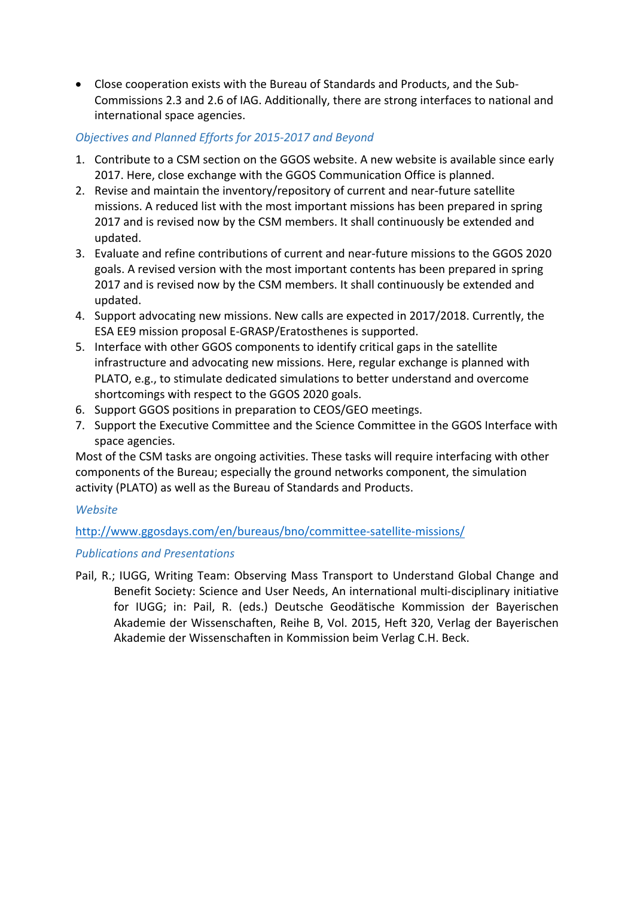- Close cooperation exists with the Bureau of Standards and Products, and the Sub-Commissions 2.3 and 2.6 of IAG. Additionally, there are strong interfaces to national and international space agencies.

### *Objectives and Planned Efforts for 2015-2017 and Beyond*

1. Contribute to a CSM section on the GGOS website. A new website is available since early 2017. Here, close exchange with the GGOS Communication Office is planned.
2. Revise and maintain the inventory/repository of current and near-future satellite missions. A reduced list with the most important missions has been prepared in spring 2017 and is revised now by the CSM members. It shall continuously be extended and updated.
3. Evaluate and refine contributions of current and near-future missions to the GGOS 2020 goals. A revised version with the most important contents has been prepared in spring 2017 and is revised now by the CSM members. It shall continuously be extended and updated.
4. Support advocating new missions. New calls are expected in 2017/2018. Currently, the ESA EE9 mission proposal E-GRASP/Eratosthenes is supported.
5. Interface with other GGOS components to identify critical gaps in the satellite infrastructure and advocating new missions. Here, regular exchange is planned with PLATO, e.g., to stimulate dedicated simulations to better understand and overcome shortcomings with respect to the GGOS 2020 goals.
6. Support GGOS positions in preparation to CEOS/GEO meetings.
7. Support the Executive Committee and the Science Committee in the GGOS Interface with space agencies.

Most of the CSM tasks are ongoing activities. These tasks will require interfacing with other components of the Bureau; especially the ground networks component, the simulation activity (PLATO) as well as the Bureau of Standards and Products.

### *Website*

http://www.ggosdays.com/en/bureaus/bno/committee-satellite-missions/

### *Publications and Presentations*

Pail, R.; IUGG, Writing Team: Observing Mass Transport to Understand Global Change and Benefit Society: Science and User Needs, An international multi-disciplinary initiative for IUGG; in: Pail, R. (eds.) Deutsche Geodätische Kommission der Bayerischen Akademie der Wissenschaften, Reihe B, Vol. 2015, Heft 320, Verlag der Bayerischen Akademie der Wissenschaften in Kommission beim Verlag C.H. Beck.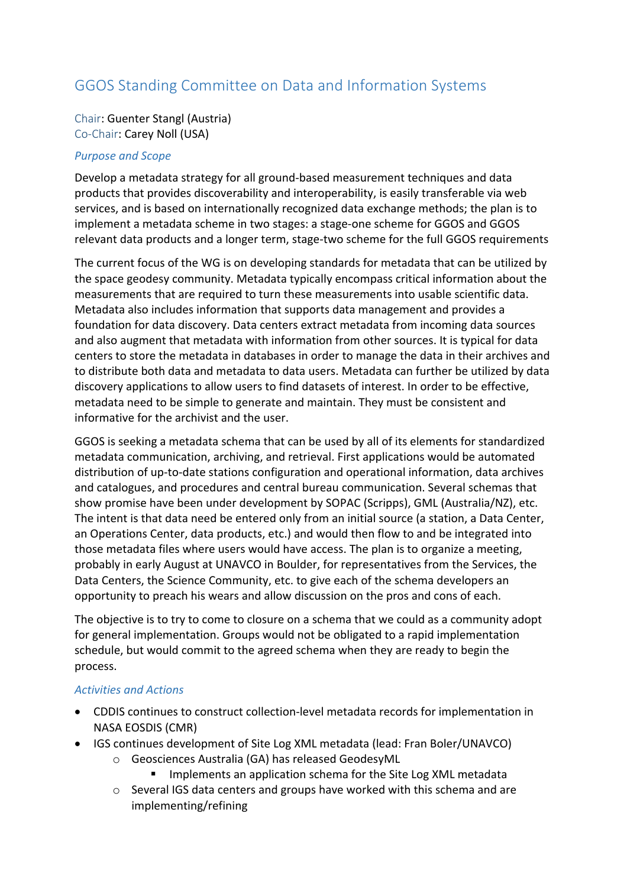## GGOS Standing Committee on Data and Information Systems

Chair: Guenter Stangl (Austria)
Co-Chair: Carey Noll (USA)

### *Purpose and Scope*

Develop a metadata strategy for all ground-based measurement techniques and data products that provides discoverability and interoperability, is easily transferable via web services, and is based on internationally recognized data exchange methods; the plan is to implement a metadata scheme in two stages: a stage-one scheme for GGOS and GGOS relevant data products and a longer term, stage-two scheme for the full GGOS requirements

The current focus of the WG is on developing standards for metadata that can be utilized by the space geodesy community. Metadata typically encompass critical information about the measurements that are required to turn these measurements into usable scientific data. Metadata also includes information that supports data management and provides a foundation for data discovery. Data centers extract metadata from incoming data sources and also augment that metadata with information from other sources. It is typical for data centers to store the metadata in databases in order to manage the data in their archives and to distribute both data and metadata to data users. Metadata can further be utilized by data discovery applications to allow users to find datasets of interest. In order to be effective, metadata need to be simple to generate and maintain. They must be consistent and informative for the archivist and the user.

GGOS is seeking a metadata schema that can be used by all of its elements for standardized metadata communication, archiving, and retrieval. First applications would be automated distribution of up-to-date stations configuration and operational information, data archives and catalogues, and procedures and central bureau communication. Several schemas that show promise have been under development by SOPAC (Scripps), GML (Australia/NZ), etc. The intent is that data need be entered only from an initial source (a station, a Data Center, an Operations Center, data products, etc.) and would then flow to and be integrated into those metadata files where users would have access. The plan is to organize a meeting, probably in early August at UNAVCO in Boulder, for representatives from the Services, the Data Centers, the Science Community, etc. to give each of the schema developers an opportunity to preach his wears and allow discussion on the pros and cons of each.

The objective is to try to come to closure on a schema that we could as a community adopt for general implementation. Groups would not be obligated to a rapid implementation schedule, but would commit to the agreed schema when they are ready to begin the process.

### *Activities and Actions*

- CDDIS continues to construct collection-level metadata records for implementation in NASA EOSDIS (CMR)
- IGS continues development of Site Log XML metadata (lead: Fran Boler/UNAVCO)
    - Geosciences Australia (GA) has released GeodesyML
        - Implements an application schema for the Site Log XML metadata
    - Several IGS data centers and groups have worked with this schema and are implementing/refining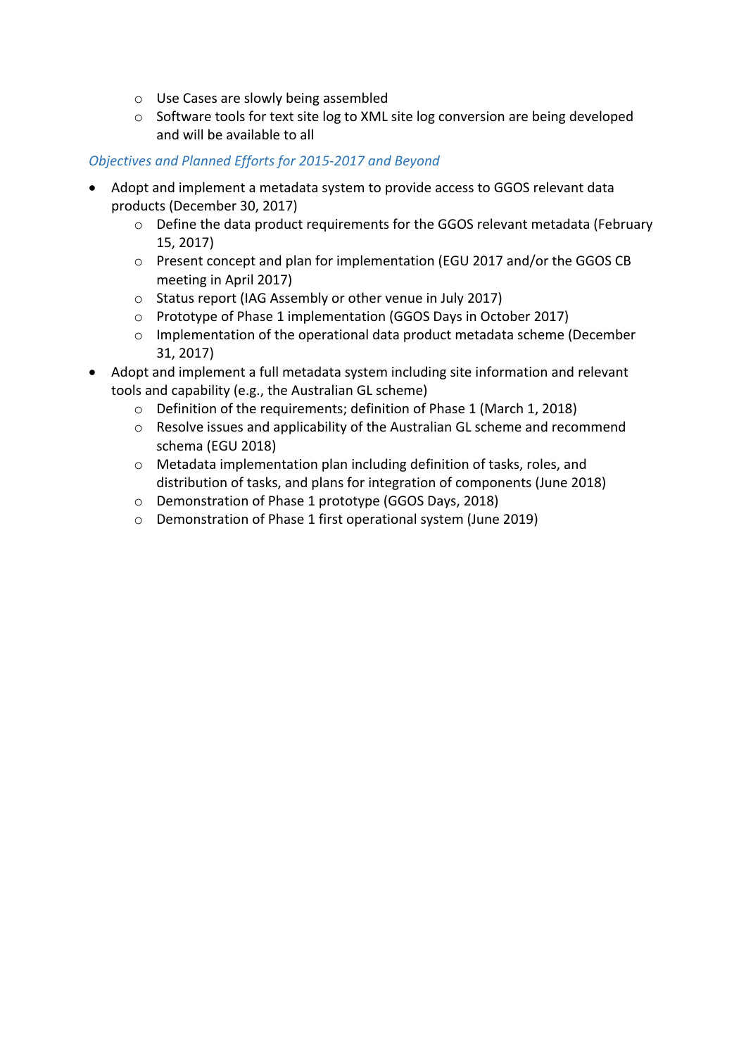- Use Cases are slowly being assembled
  - Software tools for text site log to XML site log conversion are being developed and will be available to all

*Objectives and Planned Efforts for 2015-2017 and Beyond*

- Adopt and implement a metadata system to provide access to GGOS relevant data products (December 30, 2017)
  - Define the data product requirements for the GGOS relevant metadata (February 15, 2017)
  - Present concept and plan for implementation (EGU 2017 and/or the GGOS CB meeting in April 2017)
  - Status report (IAG Assembly or other venue in July 2017)
  - Prototype of Phase 1 implementation (GGOS Days in October 2017)
  - Implementation of the operational data product metadata scheme (December 31, 2017)
- Adopt and implement a full metadata system including site information and relevant tools and capability (e.g., the Australian GL scheme)
  - Definition of the requirements; definition of Phase 1 (March 1, 2018)
  - Resolve issues and applicability of the Australian GL scheme and recommend schema (EGU 2018)
  - Metadata implementation plan including definition of tasks, roles, and distribution of tasks, and plans for integration of components (June 2018)
  - Demonstration of Phase 1 prototype (GGOS Days, 2018)
  - Demonstration of Phase 1 first operational system (June 2019)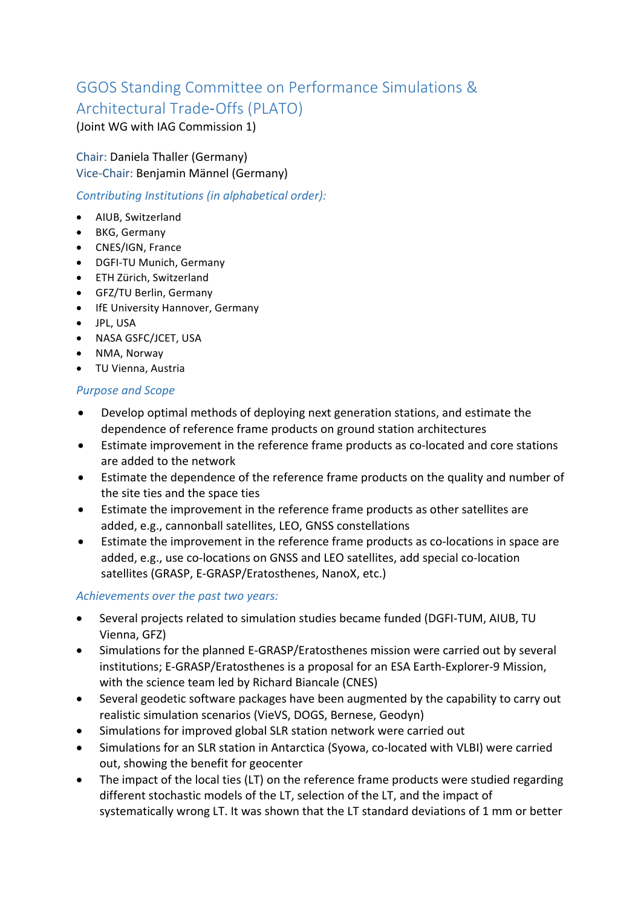## GGOS Standing Committee on Performance Simulations & Architectural Trade-Offs (PLATO)

(Joint WG with IAG Commission 1)

Chair: Daniela Thaller (Germany)
Vice-Chair: Benjamin Männel (Germany)

*Contributing Institutions (in alphabetical order):*

- AIUB, Switzerland
- BKG, Germany
- CNES/IGN, France
- DGFI-TU Munich, Germany
- ETH Zürich, Switzerland
- GFZ/TU Berlin, Germany
- IfE University Hannover, Germany
- JPL, USA
- NASA GSFC/JCET, USA
- NMA, Norway
- TU Vienna, Austria

*Purpose and Scope*

- Develop optimal methods of deploying next generation stations, and estimate the dependence of reference frame products on ground station architectures
- Estimate improvement in the reference frame products as co-located and core stations are added to the network
- Estimate the dependence of the reference frame products on the quality and number of the site ties and the space ties
- Estimate the improvement in the reference frame products as other satellites are added, e.g., cannonball satellites, LEO, GNSS constellations
- Estimate the improvement in the reference frame products as co-locations in space are added, e.g., use co-locations on GNSS and LEO satellites, add special co-location satellites (GRASP, E-GRASP/Eratosthenes, NanoX, etc.)

*Achievements over the past two years:*

- Several projects related to simulation studies became funded (DGFI-TUM, AIUB, TU Vienna, GFZ)
- Simulations for the planned E-GRASP/Eratosthenes mission were carried out by several institutions; E-GRASP/Eratosthenes is a proposal for an ESA Earth-Explorer-9 Mission, with the science team led by Richard Biancale (CNES)
- Several geodetic software packages have been augmented by the capability to carry out realistic simulation scenarios (VieVS, DOGS, Bernese, Geodyn)
- Simulations for improved global SLR station network were carried out
- Simulations for an SLR station in Antarctica (Syowa, co-located with VLBI) were carried out, showing the benefit for geocenter
- The impact of the local ties (LT) on the reference frame products were studied regarding different stochastic models of the LT, selection of the LT, and the impact of systematically wrong LT. It was shown that the LT standard deviations of 1 mm or better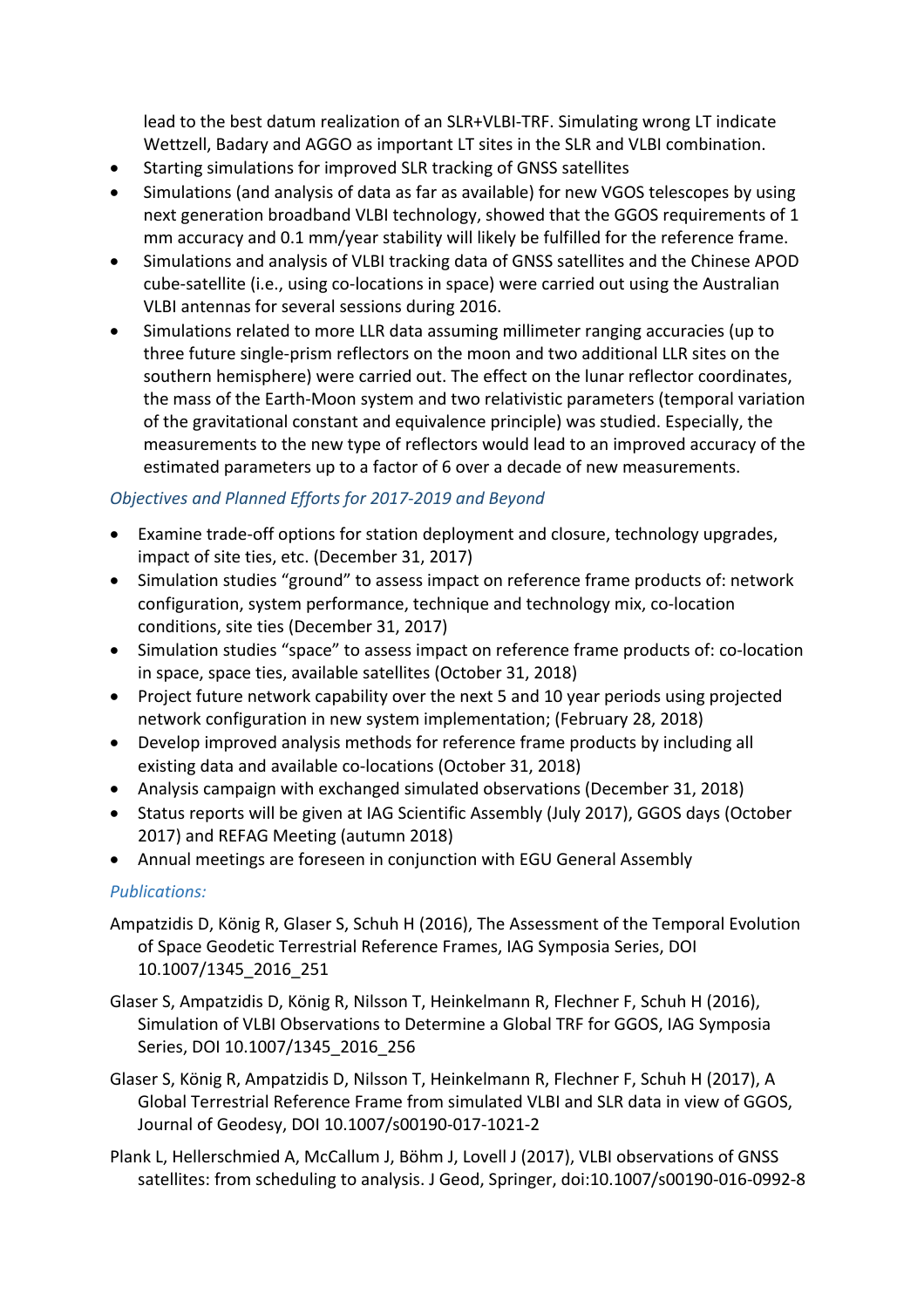lead to the best datum realization of an SLR+VLBI-TRF. Simulating wrong LT indicate Wettzell, Badary and AGGO as important LT sites in the SLR and VLBI combination.

- Starting simulations for improved SLR tracking of GNSS satellites
- Simulations (and analysis of data as far as available) for new VGOS telescopes by using next generation broadband VLBI technology, showed that the GGOS requirements of 1 mm accuracy and 0.1 mm/year stability will likely be fulfilled for the reference frame.
- Simulations and analysis of VLBI tracking data of GNSS satellites and the Chinese APOD cube-satellite (i.e., using co-locations in space) were carried out using the Australian VLBI antennas for several sessions during 2016.
- Simulations related to more LLR data assuming millimeter ranging accuracies (up to three future single-prism reflectors on the moon and two additional LLR sites on the southern hemisphere) were carried out. The effect on the lunar reflector coordinates, the mass of the Earth-Moon system and two relativistic parameters (temporal variation of the gravitational constant and equivalence principle) was studied. Especially, the measurements to the new type of reflectors would lead to an improved accuracy of the estimated parameters up to a factor of 6 over a decade of new measurements.

*Objectives and Planned Efforts for 2017-2019 and Beyond*

- Examine trade-off options for station deployment and closure, technology upgrades, impact of site ties, etc. (December 31, 2017)
- Simulation studies "ground" to assess impact on reference frame products of: network configuration, system performance, technique and technology mix, co-location conditions, site ties (December 31, 2017)
- Simulation studies "space" to assess impact on reference frame products of: co-location in space, space ties, available satellites (October 31, 2018)
- Project future network capability over the next 5 and 10 year periods using projected network configuration in new system implementation; (February 28, 2018)
- Develop improved analysis methods for reference frame products by including all existing data and available co-locations (October 31, 2018)
- Analysis campaign with exchanged simulated observations (December 31, 2018)
- Status reports will be given at IAG Scientific Assembly (July 2017), GGOS days (October 2017) and REFAG Meeting (autumn 2018)
- Annual meetings are foreseen in conjunction with EGU General Assembly

*Publications:*

Ampatzidis D, König R, Glaser S, Schuh H (2016), The Assessment of the Temporal Evolution of Space Geodetic Terrestrial Reference Frames, IAG Symposia Series, DOI 10.1007/1345_2016_251

Glaser S, Ampatzidis D, König R, Nilsson T, Heinkelmann R, Flechner F, Schuh H (2016), Simulation of VLBI Observations to Determine a Global TRF for GGOS, IAG Symposia Series, DOI 10.1007/1345_2016_256

Glaser S, König R, Ampatzidis D, Nilsson T, Heinkelmann R, Flechner F, Schuh H (2017), A Global Terrestrial Reference Frame from simulated VLBI and SLR data in view of GGOS, Journal of Geodesy, DOI 10.1007/s00190-017-1021-2

Plank L, Hellerschmied A, McCallum J, Böhm J, Lovell J (2017), VLBI observations of GNSS satellites: from scheduling to analysis. J Geod, Springer, doi:10.1007/s00190-016-0992-8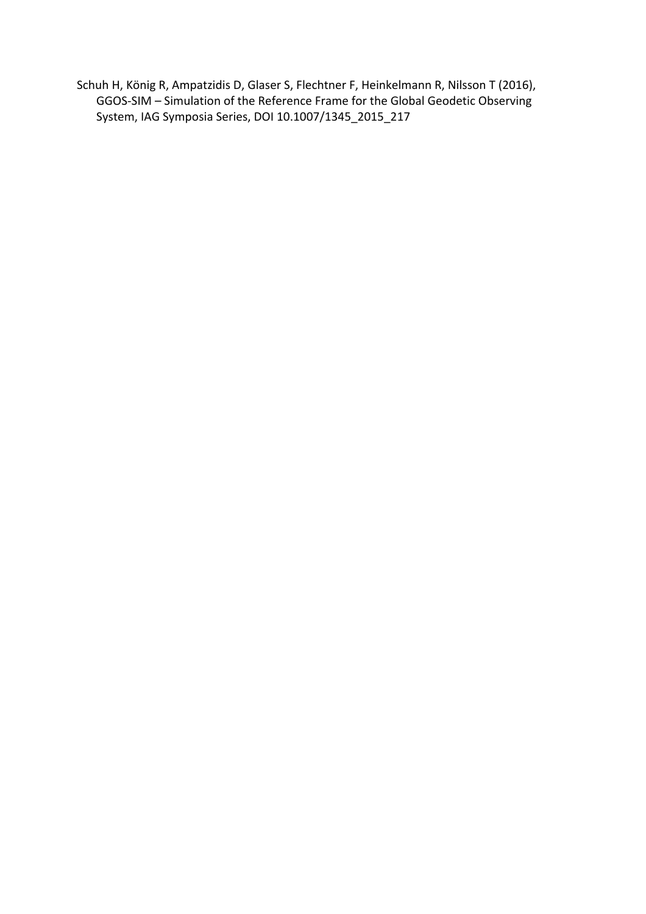Schuh H, König R, Ampatzidis D, Glaser S, Flechtner F, Heinkelmann R, Nilsson T (2016), GGOS-SIM – Simulation of the Reference Frame for the Global Geodetic Observing System, IAG Symposia Series, DOI 10.1007/1345_2015_217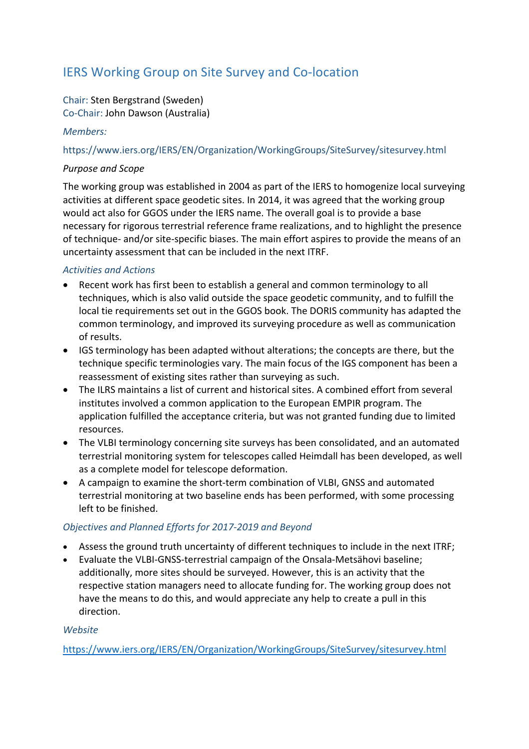# IERS Working Group on Site Survey and Co-location

Chair: Sten Bergstrand (Sweden)
Co-Chair: John Dawson (Australia)

*Members:*

https://www.iers.org/IERS/EN/Organization/WorkingGroups/SiteSurvey/sitesurvey.html

*Purpose and Scope*

The working group was established in 2004 as part of the IERS to homogenize local surveying activities at different space geodetic sites. In 2014, it was agreed that the working group would act also for GGOS under the IERS name. The overall goal is to provide a base necessary for rigorous terrestrial reference frame realizations, and to highlight the presence of technique- and/or site-specific biases. The main effort aspires to provide the means of an uncertainty assessment that can be included in the next ITRF.

*Activities and Actions*

- Recent work has first been to establish a general and common terminology to all techniques, which is also valid outside the space geodetic community, and to fulfill the local tie requirements set out in the GGOS book. The DORIS community has adapted the common terminology, and improved its surveying procedure as well as communication of results.
- IGS terminology has been adapted without alterations; the concepts are there, but the technique specific terminologies vary. The main focus of the IGS component has been a reassessment of existing sites rather than surveying as such.
- The ILRS maintains a list of current and historical sites. A combined effort from several institutes involved a common application to the European EMPIR program. The application fulfilled the acceptance criteria, but was not granted funding due to limited resources.
- The VLBI terminology concerning site surveys has been consolidated, and an automated terrestrial monitoring system for telescopes called Heimdall has been developed, as well as a complete model for telescope deformation.
- A campaign to examine the short-term combination of VLBI, GNSS and automated terrestrial monitoring at two baseline ends has been performed, with some processing left to be finished.

*Objectives and Planned Efforts for 2017-2019 and Beyond*

- Assess the ground truth uncertainty of different techniques to include in the next ITRF;
- Evaluate the VLBI-GNSS-terrestrial campaign of the Onsala-Metsähovi baseline; additionally, more sites should be surveyed. However, this is an activity that the respective station managers need to allocate funding for. The working group does not have the means to do this, and would appreciate any help to create a pull in this direction.

*Website*

https://www.iers.org/IERS/EN/Organization/WorkingGroups/SiteSurvey/sitesurvey.html